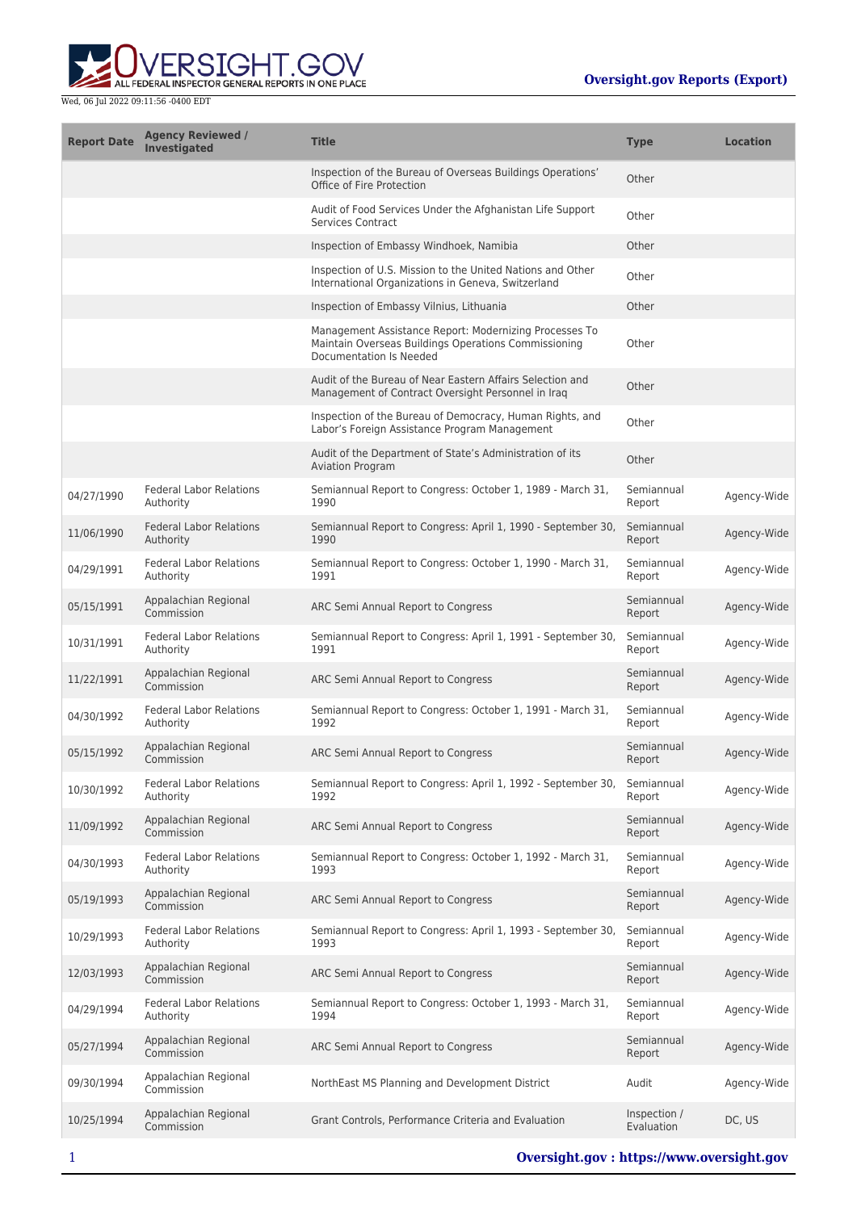Wed, 06 Jul 2022 09:11:56 -0400 EDT

**Oversight.gov Reports (Export)**

| Report Date | Agency Reviewed / Investigated | Title | Type | Location |
|---|---|---|---|---|
| | | Inspection of the Bureau of Overseas Buildings Operations' Office of Fire Protection | Other | |
| | | Audit of Food Services Under the Afghanistan Life Support Services Contract | Other | |
| | | Inspection of Embassy Windhoek, Namibia | Other | |
| | | Inspection of U.S. Mission to the United Nations and Other International Organizations in Geneva, Switzerland | Other | |
| | | Inspection of Embassy Vilnius, Lithuania | Other | |
| | | Management Assistance Report: Modernizing Processes To Maintain Overseas Buildings Operations Commissioning Documentation Is Needed | Other | |
| | | Audit of the Bureau of Near Eastern Affairs Selection and Management of Contract Oversight Personnel in Iraq | Other | |
| | | Inspection of the Bureau of Democracy, Human Rights, and Labor's Foreign Assistance Program Management | Other | |
| | | Audit of the Department of State's Administration of its Aviation Program | Other | |
| 04/27/1990 | Federal Labor Relations Authority | Semiannual Report to Congress: October 1, 1989 - March 31, 1990 | Semiannual Report | Agency-Wide |
| 11/06/1990 | Federal Labor Relations Authority | Semiannual Report to Congress: April 1, 1990 - September 30, 1990 | Semiannual Report | Agency-Wide |
| 04/29/1991 | Federal Labor Relations Authority | Semiannual Report to Congress: October 1, 1990 - March 31, 1991 | Semiannual Report | Agency-Wide |
| 05/15/1991 | Appalachian Regional Commission | ARC Semi Annual Report to Congress | Semiannual Report | Agency-Wide |
| 10/31/1991 | Federal Labor Relations Authority | Semiannual Report to Congress: April 1, 1991 - September 30, 1991 | Semiannual Report | Agency-Wide |
| 11/22/1991 | Appalachian Regional Commission | ARC Semi Annual Report to Congress | Semiannual Report | Agency-Wide |
| 04/30/1992 | Federal Labor Relations Authority | Semiannual Report to Congress: October 1, 1991 - March 31, 1992 | Semiannual Report | Agency-Wide |
| 05/15/1992 | Appalachian Regional Commission | ARC Semi Annual Report to Congress | Semiannual Report | Agency-Wide |
| 10/30/1992 | Federal Labor Relations Authority | Semiannual Report to Congress: April 1, 1992 - September 30, 1992 | Semiannual Report | Agency-Wide |
| 11/09/1992 | Appalachian Regional Commission | ARC Semi Annual Report to Congress | Semiannual Report | Agency-Wide |
| 04/30/1993 | Federal Labor Relations Authority | Semiannual Report to Congress: October 1, 1992 - March 31, 1993 | Semiannual Report | Agency-Wide |
| 05/19/1993 | Appalachian Regional Commission | ARC Semi Annual Report to Congress | Semiannual Report | Agency-Wide |
| 10/29/1993 | Federal Labor Relations Authority | Semiannual Report to Congress: April 1, 1993 - September 30, 1993 | Semiannual Report | Agency-Wide |
| 12/03/1993 | Appalachian Regional Commission | ARC Semi Annual Report to Congress | Semiannual Report | Agency-Wide |
| 04/29/1994 | Federal Labor Relations Authority | Semiannual Report to Congress: October 1, 1993 - March 31, 1994 | Semiannual Report | Agency-Wide |
| 05/27/1994 | Appalachian Regional Commission | ARC Semi Annual Report to Congress | Semiannual Report | Agency-Wide |
| 09/30/1994 | Appalachian Regional Commission | NorthEast MS Planning and Development District | Audit | Agency-Wide |
| 10/25/1994 | Appalachian Regional Commission | Grant Controls, Performance Criteria and Evaluation | Inspection / Evaluation | DC, US |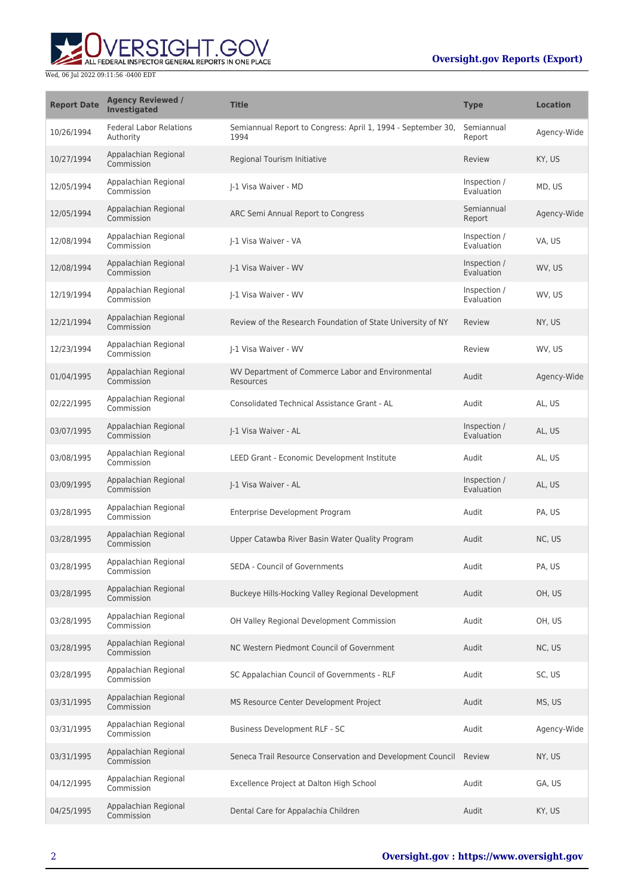| Report Date | Agency Reviewed / Investigated | Title | Type | Location |
|---|---|---|---|---|
| 10/26/1994 | Federal Labor Relations Authority | Semiannual Report to Congress: April 1, 1994 - September 30, 1994 | Semiannual Report | Agency-Wide |
| 10/27/1994 | Appalachian Regional Commission | Regional Tourism Initiative | Review | KY, US |
| 12/05/1994 | Appalachian Regional Commission | J-1 Visa Waiver - MD | Inspection / Evaluation | MD, US |
| 12/05/1994 | Appalachian Regional Commission | ARC Semi Annual Report to Congress | Semiannual Report | Agency-Wide |
| 12/08/1994 | Appalachian Regional Commission | J-1 Visa Waiver - VA | Inspection / Evaluation | VA, US |
| 12/08/1994 | Appalachian Regional Commission | J-1 Visa Waiver - WV | Inspection / Evaluation | WV, US |
| 12/19/1994 | Appalachian Regional Commission | J-1 Visa Waiver - WV | Inspection / Evaluation | WV, US |
| 12/21/1994 | Appalachian Regional Commission | Review of the Research Foundation of State University of NY | Review | NY, US |
| 12/23/1994 | Appalachian Regional Commission | J-1 Visa Waiver - WV | Review | WV, US |
| 01/04/1995 | Appalachian Regional Commission | WV Department of Commerce Labor and Environmental Resources | Audit | Agency-Wide |
| 02/22/1995 | Appalachian Regional Commission | Consolidated Technical Assistance Grant - AL | Audit | AL, US |
| 03/07/1995 | Appalachian Regional Commission | J-1 Visa Waiver - AL | Inspection / Evaluation | AL, US |
| 03/08/1995 | Appalachian Regional Commission | LEED Grant - Economic Development Institute | Audit | AL, US |
| 03/09/1995 | Appalachian Regional Commission | J-1 Visa Waiver - AL | Inspection / Evaluation | AL, US |
| 03/28/1995 | Appalachian Regional Commission | Enterprise Development Program | Audit | PA, US |
| 03/28/1995 | Appalachian Regional Commission | Upper Catawba River Basin Water Quality Program | Audit | NC, US |
| 03/28/1995 | Appalachian Regional Commission | SEDA - Council of Governments | Audit | PA, US |
| 03/28/1995 | Appalachian Regional Commission | Buckeye Hills-Hocking Valley Regional Development | Audit | OH, US |
| 03/28/1995 | Appalachian Regional Commission | OH Valley Regional Development Commission | Audit | OH, US |
| 03/28/1995 | Appalachian Regional Commission | NC Western Piedmont Council of Government | Audit | NC, US |
| 03/28/1995 | Appalachian Regional Commission | SC Appalachian Council of Governments - RLF | Audit | SC, US |
| 03/31/1995 | Appalachian Regional Commission | MS Resource Center Development Project | Audit | MS, US |
| 03/31/1995 | Appalachian Regional Commission | Business Development RLF - SC | Audit | Agency-Wide |
| 03/31/1995 | Appalachian Regional Commission | Seneca Trail Resource Conservation and Development Council | Review | NY, US |
| 04/12/1995 | Appalachian Regional Commission | Excellence Project at Dalton High School | Audit | GA, US |
| 04/25/1995 | Appalachian Regional Commission | Dental Care for Appalachia Children | Audit | KY, US |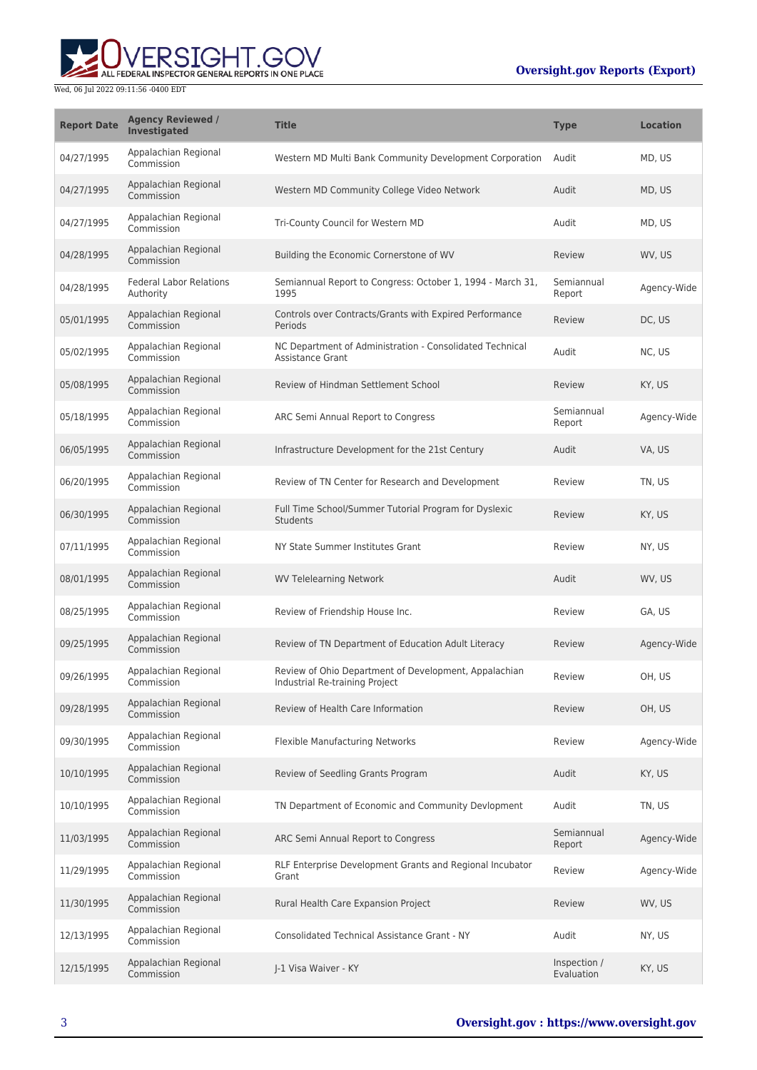| Report Date | Agency Reviewed / Investigated | Title | Type | Location |
| --- | --- | --- | --- | --- |
| 04/27/1995 | Appalachian Regional Commission | Western MD Multi Bank Community Development Corporation | Audit | MD, US |
| 04/27/1995 | Appalachian Regional Commission | Western MD Community College Video Network | Audit | MD, US |
| 04/27/1995 | Appalachian Regional Commission | Tri-County Council for Western MD | Audit | MD, US |
| 04/28/1995 | Appalachian Regional Commission | Building the Economic Cornerstone of WV | Review | WV, US |
| 04/28/1995 | Federal Labor Relations Authority | Semiannual Report to Congress: October 1, 1994 - March 31, 1995 | Semiannual Report | Agency-Wide |
| 05/01/1995 | Appalachian Regional Commission | Controls over Contracts/Grants with Expired Performance Periods | Review | DC, US |
| 05/02/1995 | Appalachian Regional Commission | NC Department of Administration - Consolidated Technical Assistance Grant | Audit | NC, US |
| 05/08/1995 | Appalachian Regional Commission | Review of Hindman Settlement School | Review | KY, US |
| 05/18/1995 | Appalachian Regional Commission | ARC Semi Annual Report to Congress | Semiannual Report | Agency-Wide |
| 06/05/1995 | Appalachian Regional Commission | Infrastructure Development for the 21st Century | Audit | VA, US |
| 06/20/1995 | Appalachian Regional Commission | Review of TN Center for Research and Development | Review | TN, US |
| 06/30/1995 | Appalachian Regional Commission | Full Time School/Summer Tutorial Program for Dyslexic Students | Review | KY, US |
| 07/11/1995 | Appalachian Regional Commission | NY State Summer Institutes Grant | Review | NY, US |
| 08/01/1995 | Appalachian Regional Commission | WV Telelearning Network | Audit | WV, US |
| 08/25/1995 | Appalachian Regional Commission | Review of Friendship House Inc. | Review | GA, US |
| 09/25/1995 | Appalachian Regional Commission | Review of TN Department of Education Adult Literacy | Review | Agency-Wide |
| 09/26/1995 | Appalachian Regional Commission | Review of Ohio Department of Development, Appalachian Industrial Re-training Project | Review | OH, US |
| 09/28/1995 | Appalachian Regional Commission | Review of Health Care Information | Review | OH, US |
| 09/30/1995 | Appalachian Regional Commission | Flexible Manufacturing Networks | Review | Agency-Wide |
| 10/10/1995 | Appalachian Regional Commission | Review of Seedling Grants Program | Audit | KY, US |
| 10/10/1995 | Appalachian Regional Commission | TN Department of Economic and Community Devlopment | Audit | TN, US |
| 11/03/1995 | Appalachian Regional Commission | ARC Semi Annual Report to Congress | Semiannual Report | Agency-Wide |
| 11/29/1995 | Appalachian Regional Commission | RLF Enterprise Development Grants and Regional Incubator Grant | Review | Agency-Wide |
| 11/30/1995 | Appalachian Regional Commission | Rural Health Care Expansion Project | Review | WV, US |
| 12/13/1995 | Appalachian Regional Commission | Consolidated Technical Assistance Grant - NY | Audit | NY, US |
| 12/15/1995 | Appalachian Regional Commission | J-1 Visa Waiver - KY | Inspection / Evaluation | KY, US |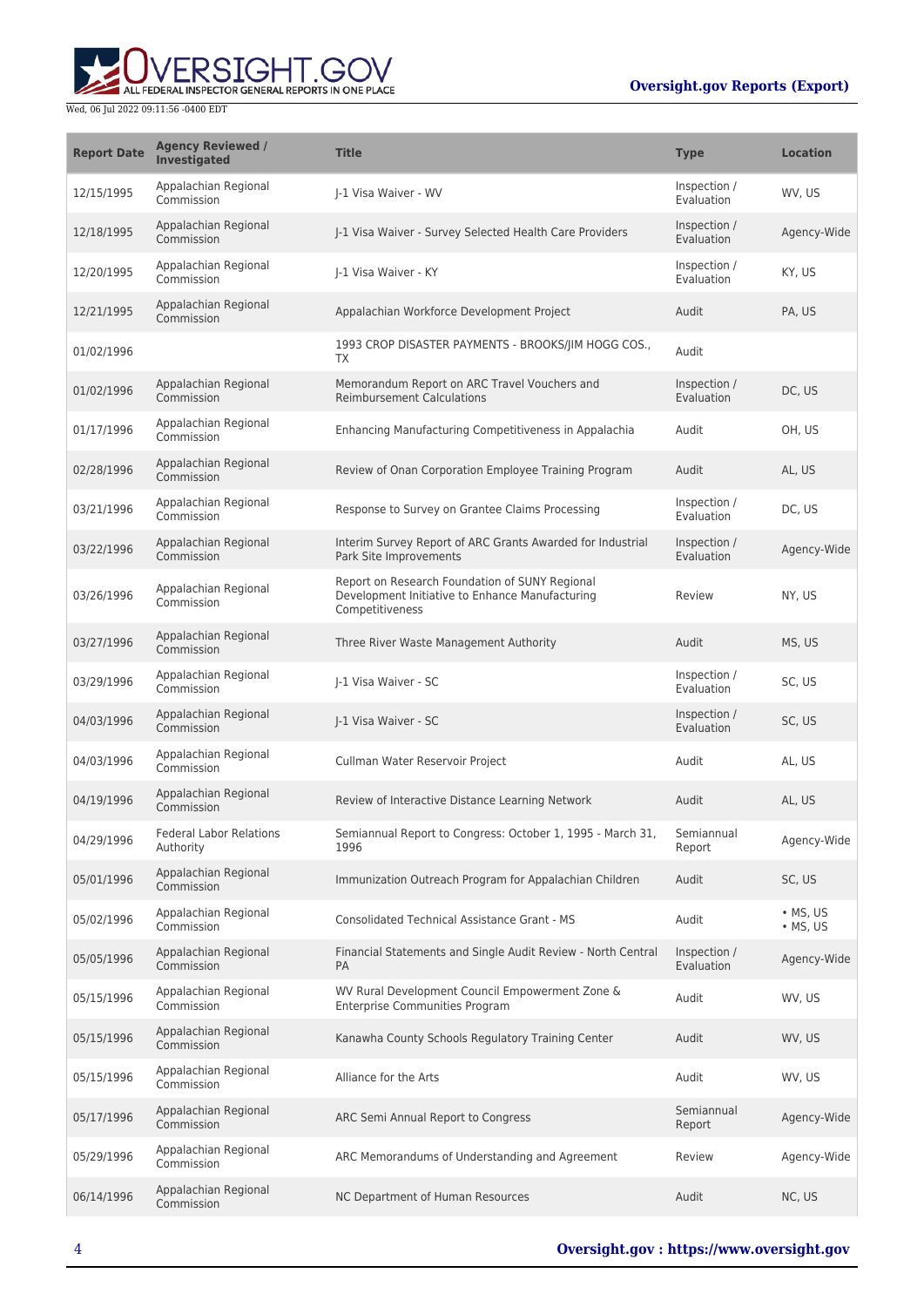| Report Date | Agency Reviewed / Investigated | Title | Type | Location |
| --- | --- | --- | --- | --- |
| 12/15/1995 | Appalachian Regional Commission | J-1 Visa Waiver - WV | Inspection / Evaluation | WV, US |
| 12/18/1995 | Appalachian Regional Commission | J-1 Visa Waiver - Survey Selected Health Care Providers | Inspection / Evaluation | Agency-Wide |
| 12/20/1995 | Appalachian Regional Commission | J-1 Visa Waiver - KY | Inspection / Evaluation | KY, US |
| 12/21/1995 | Appalachian Regional Commission | Appalachian Workforce Development Project | Audit | PA, US |
| 01/02/1996 | | 1993 CROP DISASTER PAYMENTS - BROOKS/JIM HOGG COS., TX | Audit | |
| 01/02/1996 | Appalachian Regional Commission | Memorandum Report on ARC Travel Vouchers and Reimbursement Calculations | Inspection / Evaluation | DC, US |
| 01/17/1996 | Appalachian Regional Commission | Enhancing Manufacturing Competitiveness in Appalachia | Audit | OH, US |
| 02/28/1996 | Appalachian Regional Commission | Review of Onan Corporation Employee Training Program | Audit | AL, US |
| 03/21/1996 | Appalachian Regional Commission | Response to Survey on Grantee Claims Processing | Inspection / Evaluation | DC, US |
| 03/22/1996 | Appalachian Regional Commission | Interim Survey Report of ARC Grants Awarded for Industrial Park Site Improvements | Inspection / Evaluation | Agency-Wide |
| 03/26/1996 | Appalachian Regional Commission | Report on Research Foundation of SUNY Regional Development Initiative to Enhance Manufacturing Competitiveness | Review | NY, US |
| 03/27/1996 | Appalachian Regional Commission | Three River Waste Management Authority | Audit | MS, US |
| 03/29/1996 | Appalachian Regional Commission | J-1 Visa Waiver - SC | Inspection / Evaluation | SC, US |
| 04/03/1996 | Appalachian Regional Commission | J-1 Visa Waiver - SC | Inspection / Evaluation | SC, US |
| 04/03/1996 | Appalachian Regional Commission | Cullman Water Reservoir Project | Audit | AL, US |
| 04/19/1996 | Appalachian Regional Commission | Review of Interactive Distance Learning Network | Audit | AL, US |
| 04/29/1996 | Federal Labor Relations Authority | Semiannual Report to Congress: October 1, 1995 - March 31, 1996 | Semiannual Report | Agency-Wide |
| 05/01/1996 | Appalachian Regional Commission | Immunization Outreach Program for Appalachian Children | Audit | SC, US |
| 05/02/1996 | Appalachian Regional Commission | Consolidated Technical Assistance Grant - MS | Audit | • MS, US • MS, US |
| 05/05/1996 | Appalachian Regional Commission | Financial Statements and Single Audit Review - North Central PA | Inspection / Evaluation | Agency-Wide |
| 05/15/1996 | Appalachian Regional Commission | WV Rural Development Council Empowerment Zone & Enterprise Communities Program | Audit | WV, US |
| 05/15/1996 | Appalachian Regional Commission | Kanawha County Schools Regulatory Training Center | Audit | WV, US |
| 05/15/1996 | Appalachian Regional Commission | Alliance for the Arts | Audit | WV, US |
| 05/17/1996 | Appalachian Regional Commission | ARC Semi Annual Report to Congress | Semiannual Report | Agency-Wide |
| 05/29/1996 | Appalachian Regional Commission | ARC Memorandums of Understanding and Agreement | Review | Agency-Wide |
| 06/14/1996 | Appalachian Regional Commission | NC Department of Human Resources | Audit | NC, US |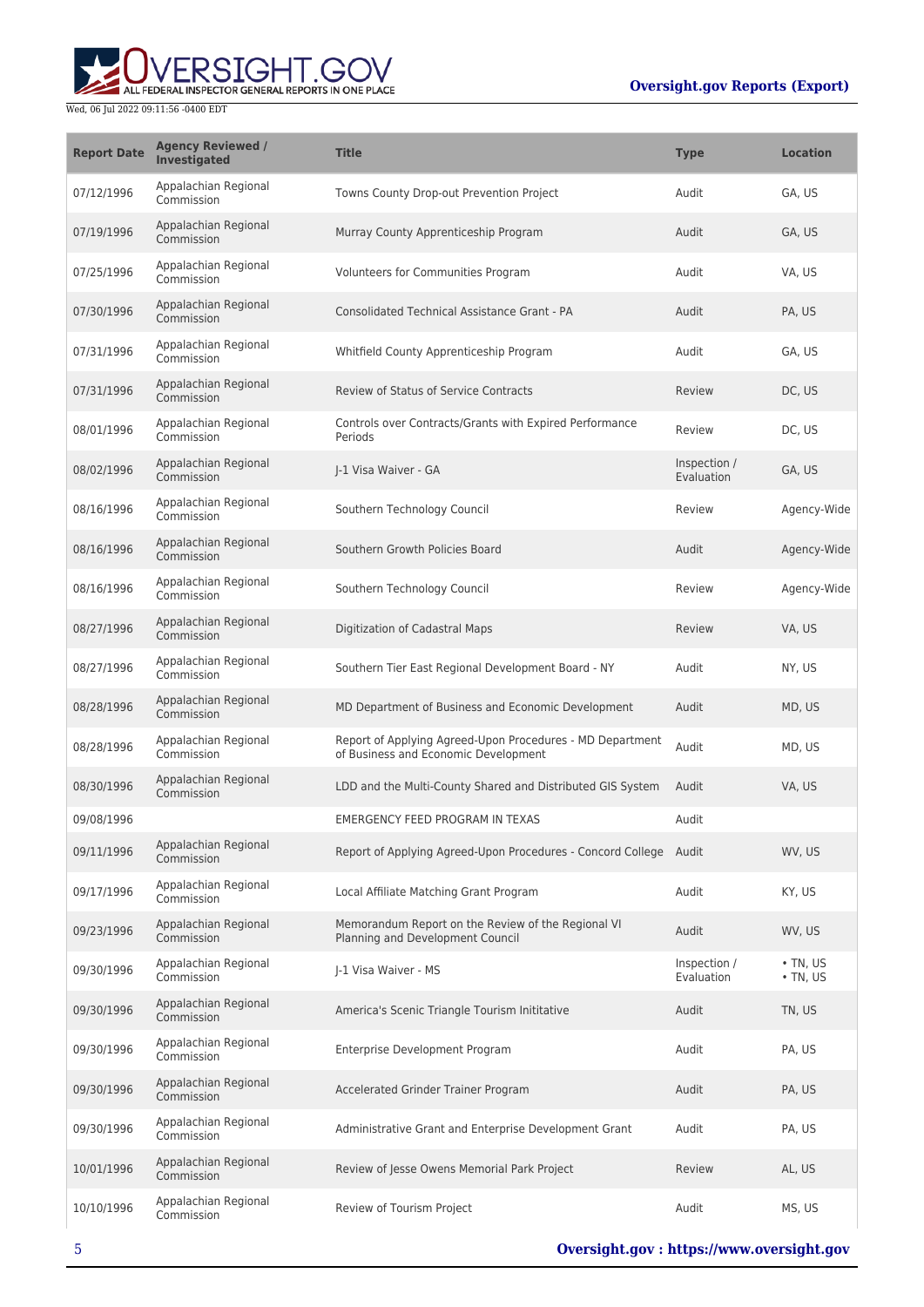| Report Date | Agency Reviewed / Investigated | Title | Type | Location |
|---|---|---|---|---|
| 07/12/1996 | Appalachian Regional Commission | Towns County Drop-out Prevention Project | Audit | GA, US |
| 07/19/1996 | Appalachian Regional Commission | Murray County Apprenticeship Program | Audit | GA, US |
| 07/25/1996 | Appalachian Regional Commission | Volunteers for Communities Program | Audit | VA, US |
| 07/30/1996 | Appalachian Regional Commission | Consolidated Technical Assistance Grant - PA | Audit | PA, US |
| 07/31/1996 | Appalachian Regional Commission | Whitfield County Apprenticeship Program | Audit | GA, US |
| 07/31/1996 | Appalachian Regional Commission | Review of Status of Service Contracts | Review | DC, US |
| 08/01/1996 | Appalachian Regional Commission | Controls over Contracts/Grants with Expired Performance Periods | Review | DC, US |
| 08/02/1996 | Appalachian Regional Commission | J-1 Visa Waiver - GA | Inspection / Evaluation | GA, US |
| 08/16/1996 | Appalachian Regional Commission | Southern Technology Council | Review | Agency-Wide |
| 08/16/1996 | Appalachian Regional Commission | Southern Growth Policies Board | Audit | Agency-Wide |
| 08/16/1996 | Appalachian Regional Commission | Southern Technology Council | Review | Agency-Wide |
| 08/27/1996 | Appalachian Regional Commission | Digitization of Cadastral Maps | Review | VA, US |
| 08/27/1996 | Appalachian Regional Commission | Southern Tier East Regional Development Board - NY | Audit | NY, US |
| 08/28/1996 | Appalachian Regional Commission | MD Department of Business and Economic Development | Audit | MD, US |
| 08/28/1996 | Appalachian Regional Commission | Report of Applying Agreed-Upon Procedures - MD Department of Business and Economic Development | Audit | MD, US |
| 08/30/1996 | Appalachian Regional Commission | LDD and the Multi-County Shared and Distributed GIS System | Audit | VA, US |
| 09/08/1996 | | EMERGENCY FEED PROGRAM IN TEXAS | Audit | |
| 09/11/1996 | Appalachian Regional Commission | Report of Applying Agreed-Upon Procedures - Concord College | Audit | WV, US |
| 09/17/1996 | Appalachian Regional Commission | Local Affiliate Matching Grant Program | Audit | KY, US |
| 09/23/1996 | Appalachian Regional Commission | Memorandum Report on the Review of the Regional VI Planning and Development Council | Audit | WV, US |
| 09/30/1996 | Appalachian Regional Commission | J-1 Visa Waiver - MS | Inspection / Evaluation | • TN, US<br>• TN, US |
| 09/30/1996 | Appalachian Regional Commission | America's Scenic Triangle Tourism Inititative | Audit | TN, US |
| 09/30/1996 | Appalachian Regional Commission | Enterprise Development Program | Audit | PA, US |
| 09/30/1996 | Appalachian Regional Commission | Accelerated Grinder Trainer Program | Audit | PA, US |
| 09/30/1996 | Appalachian Regional Commission | Administrative Grant and Enterprise Development Grant | Audit | PA, US |
| 10/01/1996 | Appalachian Regional Commission | Review of Jesse Owens Memorial Park Project | Review | AL, US |
| 10/10/1996 | Appalachian Regional Commission | Review of Tourism Project | Audit | MS, US |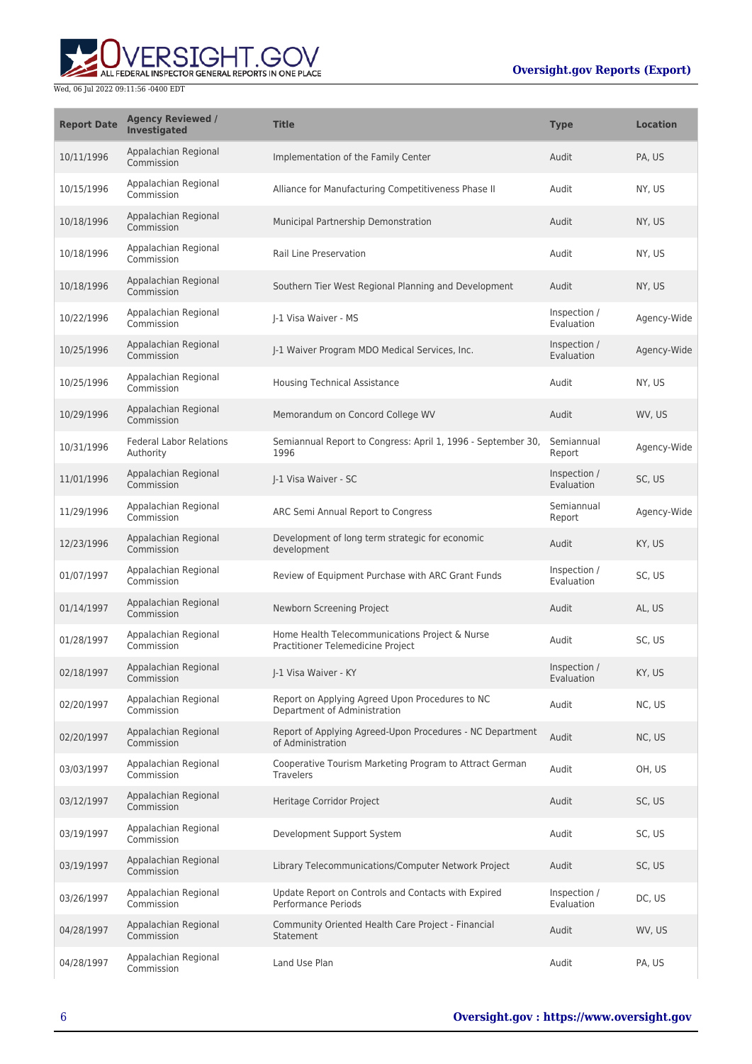| Report Date | Agency Reviewed / Investigated | Title | Type | Location |
| --- | --- | --- | --- | --- |
| 10/11/1996 | Appalachian Regional Commission | Implementation of the Family Center | Audit | PA, US |
| 10/15/1996 | Appalachian Regional Commission | Alliance for Manufacturing Competitiveness Phase II | Audit | NY, US |
| 10/18/1996 | Appalachian Regional Commission | Municipal Partnership Demonstration | Audit | NY, US |
| 10/18/1996 | Appalachian Regional Commission | Rail Line Preservation | Audit | NY, US |
| 10/18/1996 | Appalachian Regional Commission | Southern Tier West Regional Planning and Development | Audit | NY, US |
| 10/22/1996 | Appalachian Regional Commission | J-1 Visa Waiver - MS | Inspection / Evaluation | Agency-Wide |
| 10/25/1996 | Appalachian Regional Commission | J-1 Waiver Program MDO Medical Services, Inc. | Inspection / Evaluation | Agency-Wide |
| 10/25/1996 | Appalachian Regional Commission | Housing Technical Assistance | Audit | NY, US |
| 10/29/1996 | Appalachian Regional Commission | Memorandum on Concord College WV | Audit | WV, US |
| 10/31/1996 | Federal Labor Relations Authority | Semiannual Report to Congress: April 1, 1996 - September 30, 1996 | Semiannual Report | Agency-Wide |
| 11/01/1996 | Appalachian Regional Commission | J-1 Visa Waiver - SC | Inspection / Evaluation | SC, US |
| 11/29/1996 | Appalachian Regional Commission | ARC Semi Annual Report to Congress | Semiannual Report | Agency-Wide |
| 12/23/1996 | Appalachian Regional Commission | Development of long term strategic for economic development | Audit | KY, US |
| 01/07/1997 | Appalachian Regional Commission | Review of Equipment Purchase with ARC Grant Funds | Inspection / Evaluation | SC, US |
| 01/14/1997 | Appalachian Regional Commission | Newborn Screening Project | Audit | AL, US |
| 01/28/1997 | Appalachian Regional Commission | Home Health Telecommunications Project & Nurse Practitioner Telemedicine Project | Audit | SC, US |
| 02/18/1997 | Appalachian Regional Commission | J-1 Visa Waiver - KY | Inspection / Evaluation | KY, US |
| 02/20/1997 | Appalachian Regional Commission | Report on Applying Agreed Upon Procedures to NC Department of Administration | Audit | NC, US |
| 02/20/1997 | Appalachian Regional Commission | Report of Applying Agreed-Upon Procedures - NC Department of Administration | Audit | NC, US |
| 03/03/1997 | Appalachian Regional Commission | Cooperative Tourism Marketing Program to Attract German Travelers | Audit | OH, US |
| 03/12/1997 | Appalachian Regional Commission | Heritage Corridor Project | Audit | SC, US |
| 03/19/1997 | Appalachian Regional Commission | Development Support System | Audit | SC, US |
| 03/19/1997 | Appalachian Regional Commission | Library Telecommunications/Computer Network Project | Audit | SC, US |
| 03/26/1997 | Appalachian Regional Commission | Update Report on Controls and Contacts with Expired Performance Periods | Inspection / Evaluation | DC, US |
| 04/28/1997 | Appalachian Regional Commission | Community Oriented Health Care Project - Financial Statement | Audit | WV, US |
| 04/28/1997 | Appalachian Regional Commission | Land Use Plan | Audit | PA, US |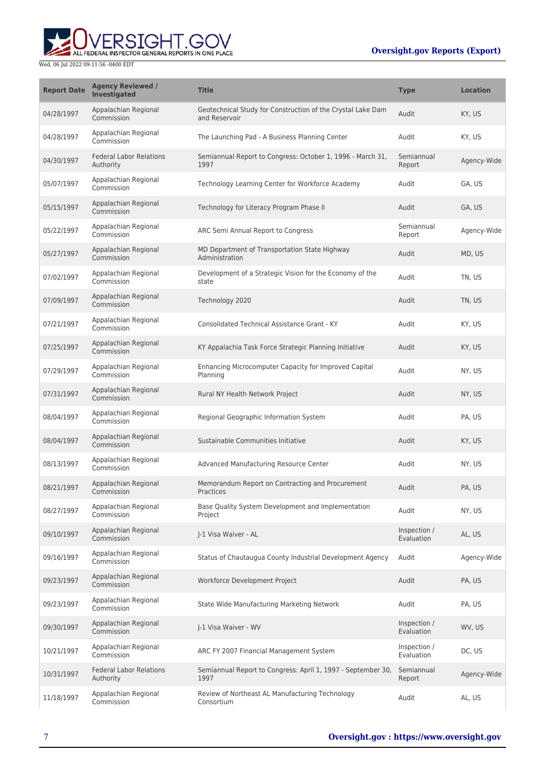| Report Date | Agency Reviewed / Investigated | Title | Type | Location |
| --- | --- | --- | --- | --- |
| 04/28/1997 | Appalachian Regional Commission | Geotechnical Study for Construction of the Crystal Lake Dam and Reservoir | Audit | KY, US |
| 04/28/1997 | Appalachian Regional Commission | The Launching Pad - A Business Planning Center | Audit | KY, US |
| 04/30/1997 | Federal Labor Relations Authority | Semiannual Report to Congress: October 1, 1996 - March 31, 1997 | Semiannual Report | Agency-Wide |
| 05/07/1997 | Appalachian Regional Commission | Technology Learning Center for Workforce Academy | Audit | GA, US |
| 05/15/1997 | Appalachian Regional Commission | Technology for Literacy Program Phase II | Audit | GA, US |
| 05/22/1997 | Appalachian Regional Commission | ARC Semi Annual Report to Congress | Semiannual Report | Agency-Wide |
| 05/27/1997 | Appalachian Regional Commission | MD Department of Transportation State Highway Administration | Audit | MD, US |
| 07/02/1997 | Appalachian Regional Commission | Development of a Strategic Vision for the Economy of the state | Audit | TN, US |
| 07/09/1997 | Appalachian Regional Commission | Technology 2020 | Audit | TN, US |
| 07/21/1997 | Appalachian Regional Commission | Consolidated Technical Assistance Grant - KY | Audit | KY, US |
| 07/25/1997 | Appalachian Regional Commission | KY Appalachia Task Force Strategic Planning Initiative | Audit | KY, US |
| 07/29/1997 | Appalachian Regional Commission | Enhancing Microcomputer Capacity for Improved Capital Planning | Audit | NY, US |
| 07/31/1997 | Appalachian Regional Commission | Rural NY Health Network Project | Audit | NY, US |
| 08/04/1997 | Appalachian Regional Commission | Regional Geographic Information System | Audit | PA, US |
| 08/04/1997 | Appalachian Regional Commission | Sustainable Communities Initiative | Audit | KY, US |
| 08/13/1997 | Appalachian Regional Commission | Advanced Manufacturing Resource Center | Audit | NY, US |
| 08/21/1997 | Appalachian Regional Commission | Memorandum Report on Contracting and Procurement Practices | Audit | PA, US |
| 08/27/1997 | Appalachian Regional Commission | Base Quality System Development and Implementation Project | Audit | NY, US |
| 09/10/1997 | Appalachian Regional Commission | J-1 Visa Waiver - AL | Inspection / Evaluation | AL, US |
| 09/16/1997 | Appalachian Regional Commission | Status of Chautaugua County Industrial Development Agency | Audit | Agency-Wide |
| 09/23/1997 | Appalachian Regional Commission | Workforce Development Project | Audit | PA, US |
| 09/23/1997 | Appalachian Regional Commission | State Wide Manufacturing Marketing Network | Audit | PA, US |
| 09/30/1997 | Appalachian Regional Commission | J-1 Visa Waiver - WV | Inspection / Evaluation | WV, US |
| 10/21/1997 | Appalachian Regional Commission | ARC FY 2007 Financial Management System | Inspection / Evaluation | DC, US |
| 10/31/1997 | Federal Labor Relations Authority | Semiannual Report to Congress: April 1, 1997 - September 30, 1997 | Semiannual Report | Agency-Wide |
| 11/18/1997 | Appalachian Regional Commission | Review of Northeast AL Manufacturing Technology Consortium | Audit | AL, US |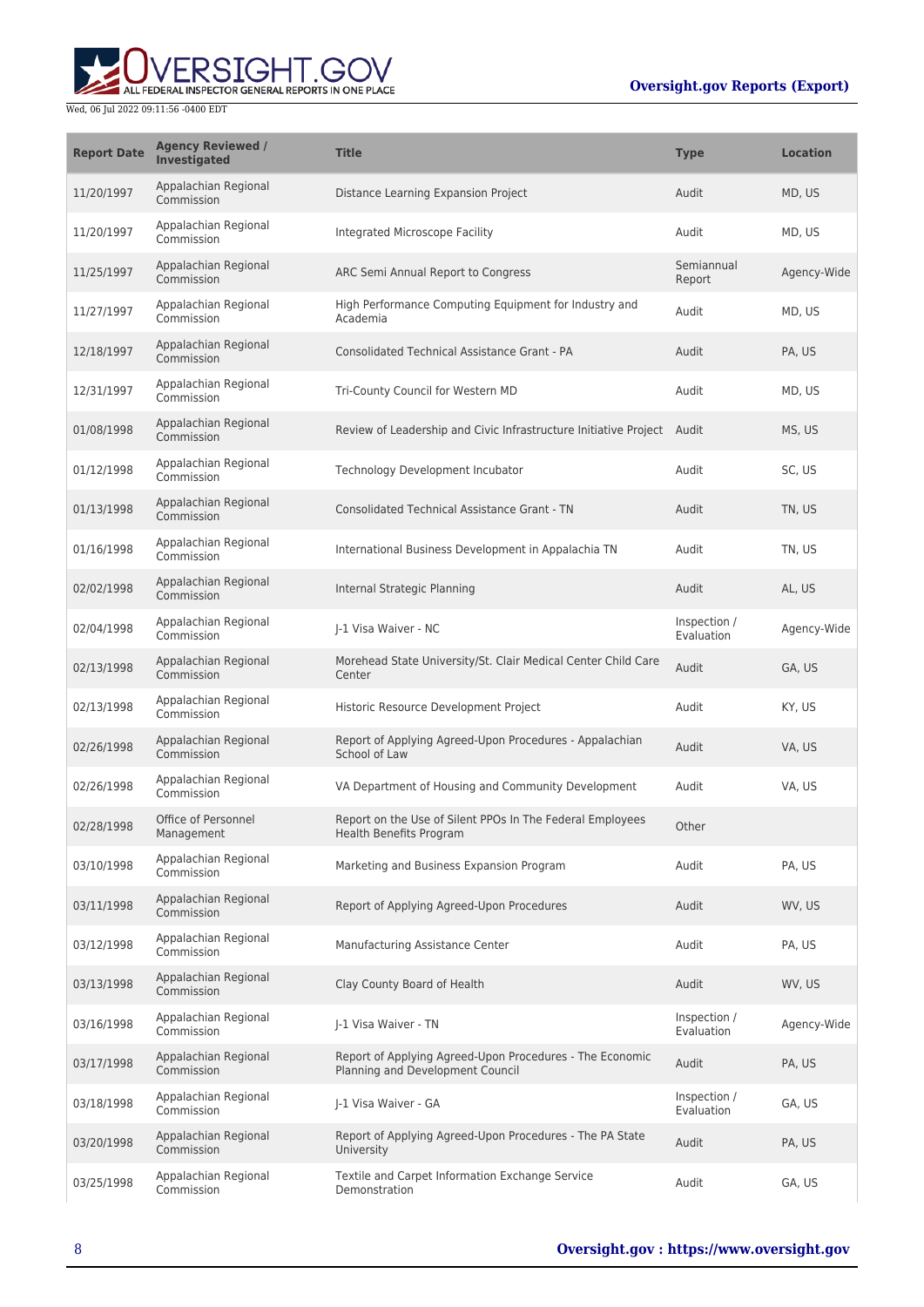| Report Date | Agency Reviewed / Investigated | Title | Type | Location |
| --- | --- | --- | --- | --- |
| 11/20/1997 | Appalachian Regional Commission | Distance Learning Expansion Project | Audit | MD, US |
| 11/20/1997 | Appalachian Regional Commission | Integrated Microscope Facility | Audit | MD, US |
| 11/25/1997 | Appalachian Regional Commission | ARC Semi Annual Report to Congress | Semiannual Report | Agency-Wide |
| 11/27/1997 | Appalachian Regional Commission | High Performance Computing Equipment for Industry and Academia | Audit | MD, US |
| 12/18/1997 | Appalachian Regional Commission | Consolidated Technical Assistance Grant - PA | Audit | PA, US |
| 12/31/1997 | Appalachian Regional Commission | Tri-County Council for Western MD | Audit | MD, US |
| 01/08/1998 | Appalachian Regional Commission | Review of Leadership and Civic Infrastructure Initiative Project | Audit | MS, US |
| 01/12/1998 | Appalachian Regional Commission | Technology Development Incubator | Audit | SC, US |
| 01/13/1998 | Appalachian Regional Commission | Consolidated Technical Assistance Grant - TN | Audit | TN, US |
| 01/16/1998 | Appalachian Regional Commission | International Business Development in Appalachia TN | Audit | TN, US |
| 02/02/1998 | Appalachian Regional Commission | Internal Strategic Planning | Audit | AL, US |
| 02/04/1998 | Appalachian Regional Commission | J-1 Visa Waiver - NC | Inspection / Evaluation | Agency-Wide |
| 02/13/1998 | Appalachian Regional Commission | Morehead State University/St. Clair Medical Center Child Care Center | Audit | GA, US |
| 02/13/1998 | Appalachian Regional Commission | Historic Resource Development Project | Audit | KY, US |
| 02/26/1998 | Appalachian Regional Commission | Report of Applying Agreed-Upon Procedures - Appalachian School of Law | Audit | VA, US |
| 02/26/1998 | Appalachian Regional Commission | VA Department of Housing and Community Development | Audit | VA, US |
| 02/28/1998 | Office of Personnel Management | Report on the Use of Silent PPOs In The Federal Employees Health Benefits Program | Other | |
| 03/10/1998 | Appalachian Regional Commission | Marketing and Business Expansion Program | Audit | PA, US |
| 03/11/1998 | Appalachian Regional Commission | Report of Applying Agreed-Upon Procedures | Audit | WV, US |
| 03/12/1998 | Appalachian Regional Commission | Manufacturing Assistance Center | Audit | PA, US |
| 03/13/1998 | Appalachian Regional Commission | Clay County Board of Health | Audit | WV, US |
| 03/16/1998 | Appalachian Regional Commission | J-1 Visa Waiver - TN | Inspection / Evaluation | Agency-Wide |
| 03/17/1998 | Appalachian Regional Commission | Report of Applying Agreed-Upon Procedures - The Economic Planning and Development Council | Audit | PA, US |
| 03/18/1998 | Appalachian Regional Commission | J-1 Visa Waiver - GA | Inspection / Evaluation | GA, US |
| 03/20/1998 | Appalachian Regional Commission | Report of Applying Agreed-Upon Procedures - The PA State University | Audit | PA, US |
| 03/25/1998 | Appalachian Regional Commission | Textile and Carpet Information Exchange Service Demonstration | Audit | GA, US |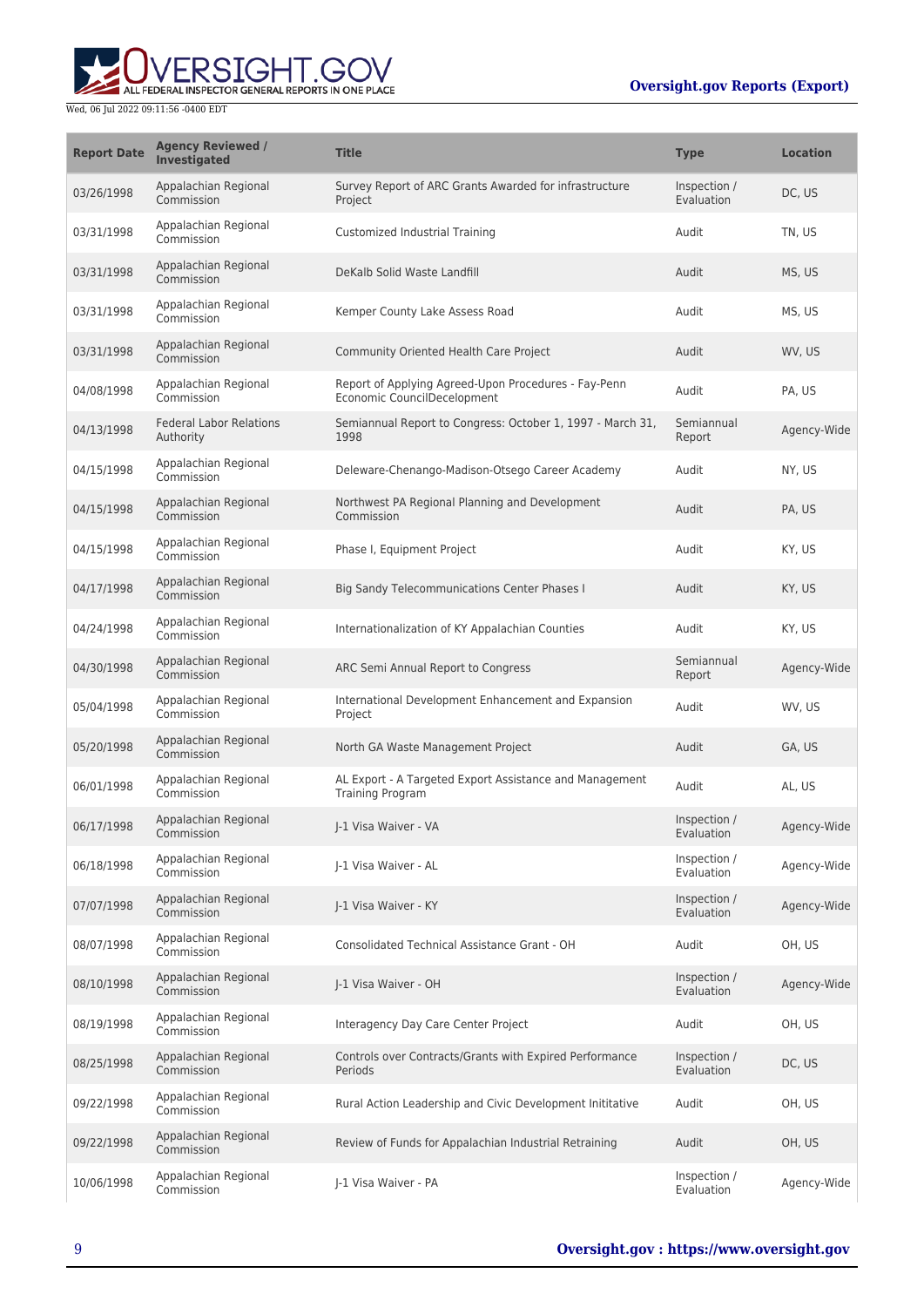| Report Date | Agency Reviewed / Investigated | Title | Type | Location |
| --- | --- | --- | --- | --- |
| 03/26/1998 | Appalachian Regional Commission | Survey Report of ARC Grants Awarded for infrastructure Project | Inspection / Evaluation | DC, US |
| 03/31/1998 | Appalachian Regional Commission | Customized Industrial Training | Audit | TN, US |
| 03/31/1998 | Appalachian Regional Commission | DeKalb Solid Waste Landfill | Audit | MS, US |
| 03/31/1998 | Appalachian Regional Commission | Kemper County Lake Assess Road | Audit | MS, US |
| 03/31/1998 | Appalachian Regional Commission | Community Oriented Health Care Project | Audit | WV, US |
| 04/08/1998 | Appalachian Regional Commission | Report of Applying Agreed-Upon Procedures - Fay-Penn Economic CouncilDecelopment | Audit | PA, US |
| 04/13/1998 | Federal Labor Relations Authority | Semiannual Report to Congress: October 1, 1997 - March 31, 1998 | Semiannual Report | Agency-Wide |
| 04/15/1998 | Appalachian Regional Commission | Deleware-Chenango-Madison-Otsego Career Academy | Audit | NY, US |
| 04/15/1998 | Appalachian Regional Commission | Northwest PA Regional Planning and Development Commission | Audit | PA, US |
| 04/15/1998 | Appalachian Regional Commission | Phase I, Equipment Project | Audit | KY, US |
| 04/17/1998 | Appalachian Regional Commission | Big Sandy Telecommunications Center Phases I | Audit | KY, US |
| 04/24/1998 | Appalachian Regional Commission | Internationalization of KY Appalachian Counties | Audit | KY, US |
| 04/30/1998 | Appalachian Regional Commission | ARC Semi Annual Report to Congress | Semiannual Report | Agency-Wide |
| 05/04/1998 | Appalachian Regional Commission | International Development Enhancement and Expansion Project | Audit | WV, US |
| 05/20/1998 | Appalachian Regional Commission | North GA Waste Management Project | Audit | GA, US |
| 06/01/1998 | Appalachian Regional Commission | AL Export - A Targeted Export Assistance and Management Training Program | Audit | AL, US |
| 06/17/1998 | Appalachian Regional Commission | J-1 Visa Waiver - VA | Inspection / Evaluation | Agency-Wide |
| 06/18/1998 | Appalachian Regional Commission | J-1 Visa Waiver - AL | Inspection / Evaluation | Agency-Wide |
| 07/07/1998 | Appalachian Regional Commission | J-1 Visa Waiver - KY | Inspection / Evaluation | Agency-Wide |
| 08/07/1998 | Appalachian Regional Commission | Consolidated Technical Assistance Grant - OH | Audit | OH, US |
| 08/10/1998 | Appalachian Regional Commission | J-1 Visa Waiver - OH | Inspection / Evaluation | Agency-Wide |
| 08/19/1998 | Appalachian Regional Commission | Interagency Day Care Center Project | Audit | OH, US |
| 08/25/1998 | Appalachian Regional Commission | Controls over Contracts/Grants with Expired Performance Periods | Inspection / Evaluation | DC, US |
| 09/22/1998 | Appalachian Regional Commission | Rural Action Leadership and Civic Development Inititative | Audit | OH, US |
| 09/22/1998 | Appalachian Regional Commission | Review of Funds for Appalachian Industrial Retraining | Audit | OH, US |
| 10/06/1998 | Appalachian Regional Commission | J-1 Visa Waiver - PA | Inspection / Evaluation | Agency-Wide |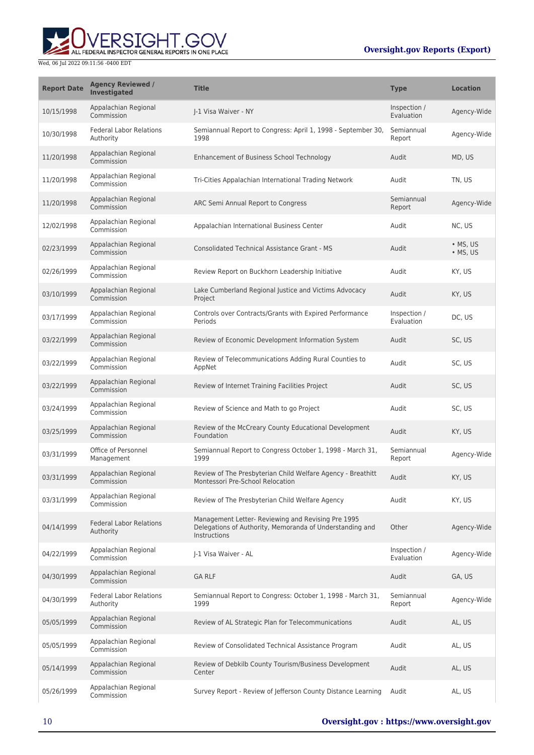| Report Date | Agency Reviewed / Investigated | Title | Type | Location |
|---|---|---|---|---|
| 10/15/1998 | Appalachian Regional Commission | J-1 Visa Waiver - NY | Inspection / Evaluation | Agency-Wide |
| 10/30/1998 | Federal Labor Relations Authority | Semiannual Report to Congress: April 1, 1998 - September 30, 1998 | Semiannual Report | Agency-Wide |
| 11/20/1998 | Appalachian Regional Commission | Enhancement of Business School Technology | Audit | MD, US |
| 11/20/1998 | Appalachian Regional Commission | Tri-Cities Appalachian International Trading Network | Audit | TN, US |
| 11/20/1998 | Appalachian Regional Commission | ARC Semi Annual Report to Congress | Semiannual Report | Agency-Wide |
| 12/02/1998 | Appalachian Regional Commission | Appalachian International Business Center | Audit | NC, US |
| 02/23/1999 | Appalachian Regional Commission | Consolidated Technical Assistance Grant - MS | Audit | • MS, US<br>• MS, US |
| 02/26/1999 | Appalachian Regional Commission | Review Report on Buckhorn Leadership Initiative | Audit | KY, US |
| 03/10/1999 | Appalachian Regional Commission | Lake Cumberland Regional Justice and Victims Advocacy Project | Audit | KY, US |
| 03/17/1999 | Appalachian Regional Commission | Controls over Contracts/Grants with Expired Performance Periods | Inspection / Evaluation | DC, US |
| 03/22/1999 | Appalachian Regional Commission | Review of Economic Development Information System | Audit | SC, US |
| 03/22/1999 | Appalachian Regional Commission | Review of Telecommunications Adding Rural Counties to AppNet | Audit | SC, US |
| 03/22/1999 | Appalachian Regional Commission | Review of Internet Training Facilities Project | Audit | SC, US |
| 03/24/1999 | Appalachian Regional Commission | Review of Science and Math to go Project | Audit | SC, US |
| 03/25/1999 | Appalachian Regional Commission | Review of the McCreary County Educational Development Foundation | Audit | KY, US |
| 03/31/1999 | Office of Personnel Management | Semiannual Report to Congress October 1, 1998 - March 31, 1999 | Semiannual Report | Agency-Wide |
| 03/31/1999 | Appalachian Regional Commission | Review of The Presbyterian Child Welfare Agency - Breathitt Montessori Pre-School Relocation | Audit | KY, US |
| 03/31/1999 | Appalachian Regional Commission | Review of The Presbyterian Child Welfare Agency | Audit | KY, US |
| 04/14/1999 | Federal Labor Relations Authority | Management Letter- Reviewing and Revising Pre 1995 Delegations of Authority, Memoranda of Understanding and Instructions | Other | Agency-Wide |
| 04/22/1999 | Appalachian Regional Commission | J-1 Visa Waiver - AL | Inspection / Evaluation | Agency-Wide |
| 04/30/1999 | Appalachian Regional Commission | GA RLF | Audit | GA, US |
| 04/30/1999 | Federal Labor Relations Authority | Semiannual Report to Congress: October 1, 1998 - March 31, 1999 | Semiannual Report | Agency-Wide |
| 05/05/1999 | Appalachian Regional Commission | Review of AL Strategic Plan for Telecommunications | Audit | AL, US |
| 05/05/1999 | Appalachian Regional Commission | Review of Consolidated Technical Assistance Program | Audit | AL, US |
| 05/14/1999 | Appalachian Regional Commission | Review of Debkilb County Tourism/Business Development Center | Audit | AL, US |
| 05/26/1999 | Appalachian Regional Commission | Survey Report - Review of Jefferson County Distance Learning | Audit | AL, US |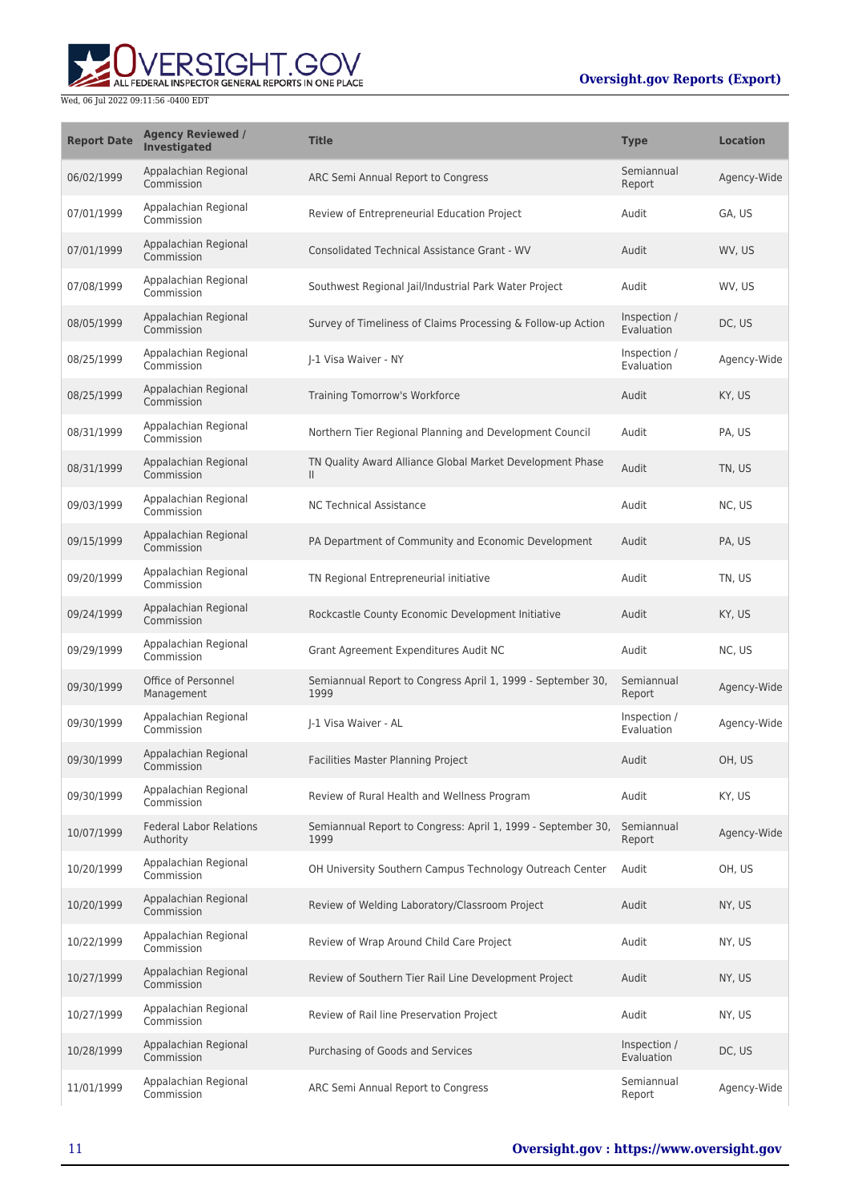| Report Date | Agency Reviewed / Investigated | Title | Type | Location |
| --- | --- | --- | --- | --- |
| 06/02/1999 | Appalachian Regional Commission | ARC Semi Annual Report to Congress | Semiannual Report | Agency-Wide |
| 07/01/1999 | Appalachian Regional Commission | Review of Entrepreneurial Education Project | Audit | GA, US |
| 07/01/1999 | Appalachian Regional Commission | Consolidated Technical Assistance Grant - WV | Audit | WV, US |
| 07/08/1999 | Appalachian Regional Commission | Southwest Regional Jail/Industrial Park Water Project | Audit | WV, US |
| 08/05/1999 | Appalachian Regional Commission | Survey of Timeliness of Claims Processing & Follow-up Action | Inspection / Evaluation | DC, US |
| 08/25/1999 | Appalachian Regional Commission | J-1 Visa Waiver - NY | Inspection / Evaluation | Agency-Wide |
| 08/25/1999 | Appalachian Regional Commission | Training Tomorrow's Workforce | Audit | KY, US |
| 08/31/1999 | Appalachian Regional Commission | Northern Tier Regional Planning and Development Council | Audit | PA, US |
| 08/31/1999 | Appalachian Regional Commission | TN Quality Award Alliance Global Market Development Phase II | Audit | TN, US |
| 09/03/1999 | Appalachian Regional Commission | NC Technical Assistance | Audit | NC, US |
| 09/15/1999 | Appalachian Regional Commission | PA Department of Community and Economic Development | Audit | PA, US |
| 09/20/1999 | Appalachian Regional Commission | TN Regional Entrepreneurial initiative | Audit | TN, US |
| 09/24/1999 | Appalachian Regional Commission | Rockcastle County Economic Development Initiative | Audit | KY, US |
| 09/29/1999 | Appalachian Regional Commission | Grant Agreement Expenditures Audit NC | Audit | NC, US |
| 09/30/1999 | Office of Personnel Management | Semiannual Report to Congress April 1, 1999 - September 30, 1999 | Semiannual Report | Agency-Wide |
| 09/30/1999 | Appalachian Regional Commission | J-1 Visa Waiver - AL | Inspection / Evaluation | Agency-Wide |
| 09/30/1999 | Appalachian Regional Commission | Facilities Master Planning Project | Audit | OH, US |
| 09/30/1999 | Appalachian Regional Commission | Review of Rural Health and Wellness Program | Audit | KY, US |
| 10/07/1999 | Federal Labor Relations Authority | Semiannual Report to Congress: April 1, 1999 - September 30, 1999 | Semiannual Report | Agency-Wide |
| 10/20/1999 | Appalachian Regional Commission | OH University Southern Campus Technology Outreach Center | Audit | OH, US |
| 10/20/1999 | Appalachian Regional Commission | Review of Welding Laboratory/Classroom Project | Audit | NY, US |
| 10/22/1999 | Appalachian Regional Commission | Review of Wrap Around Child Care Project | Audit | NY, US |
| 10/27/1999 | Appalachian Regional Commission | Review of Southern Tier Rail Line Development Project | Audit | NY, US |
| 10/27/1999 | Appalachian Regional Commission | Review of Rail line Preservation Project | Audit | NY, US |
| 10/28/1999 | Appalachian Regional Commission | Purchasing of Goods and Services | Inspection / Evaluation | DC, US |
| 11/01/1999 | Appalachian Regional Commission | ARC Semi Annual Report to Congress | Semiannual Report | Agency-Wide |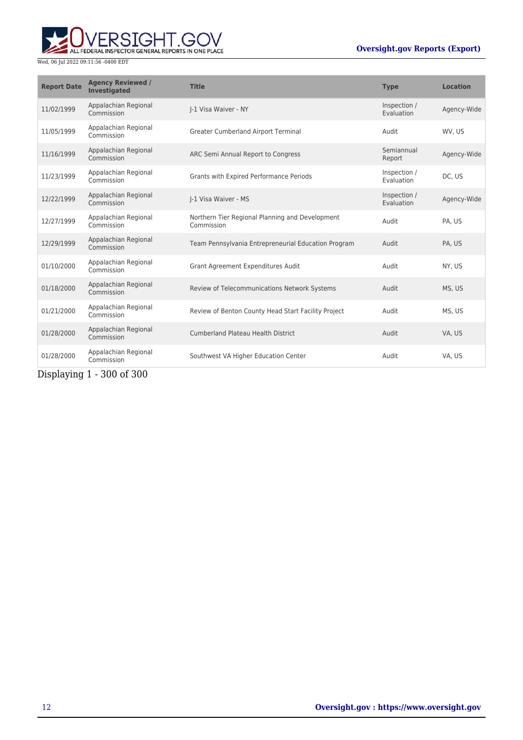| Report Date | Agency Reviewed / Investigated | Title | Type | Location |
|---|---|---|---|---|
| 11/02/1999 | Appalachian Regional Commission | J-1 Visa Waiver - NY | Inspection / Evaluation | Agency-Wide |
| 11/05/1999 | Appalachian Regional Commission | Greater Cumberland Airport Terminal | Audit | WV, US |
| 11/16/1999 | Appalachian Regional Commission | ARC Semi Annual Report to Congress | Semiannual Report | Agency-Wide |
| 11/23/1999 | Appalachian Regional Commission | Grants with Expired Performance Periods | Inspection / Evaluation | DC, US |
| 12/22/1999 | Appalachian Regional Commission | J-1 Visa Waiver - MS | Inspection / Evaluation | Agency-Wide |
| 12/27/1999 | Appalachian Regional Commission | Northern Tier Regional Planning and Development Commission | Audit | PA, US |
| 12/29/1999 | Appalachian Regional Commission | Team Pennsylvania Entrepreneurial Education Program | Audit | PA, US |
| 01/10/2000 | Appalachian Regional Commission | Grant Agreement Expenditures Audit | Audit | NY, US |
| 01/18/2000 | Appalachian Regional Commission | Review of Telecommunications Network Systems | Audit | MS, US |
| 01/21/2000 | Appalachian Regional Commission | Review of Benton County Head Start Facility Project | Audit | MS, US |
| 01/28/2000 | Appalachian Regional Commission | Cumberland Plateau Health District | Audit | VA, US |
| 01/28/2000 | Appalachian Regional Commission | Southwest VA Higher Education Center | Audit | VA, US |

Displaying 1 - 300 of 300